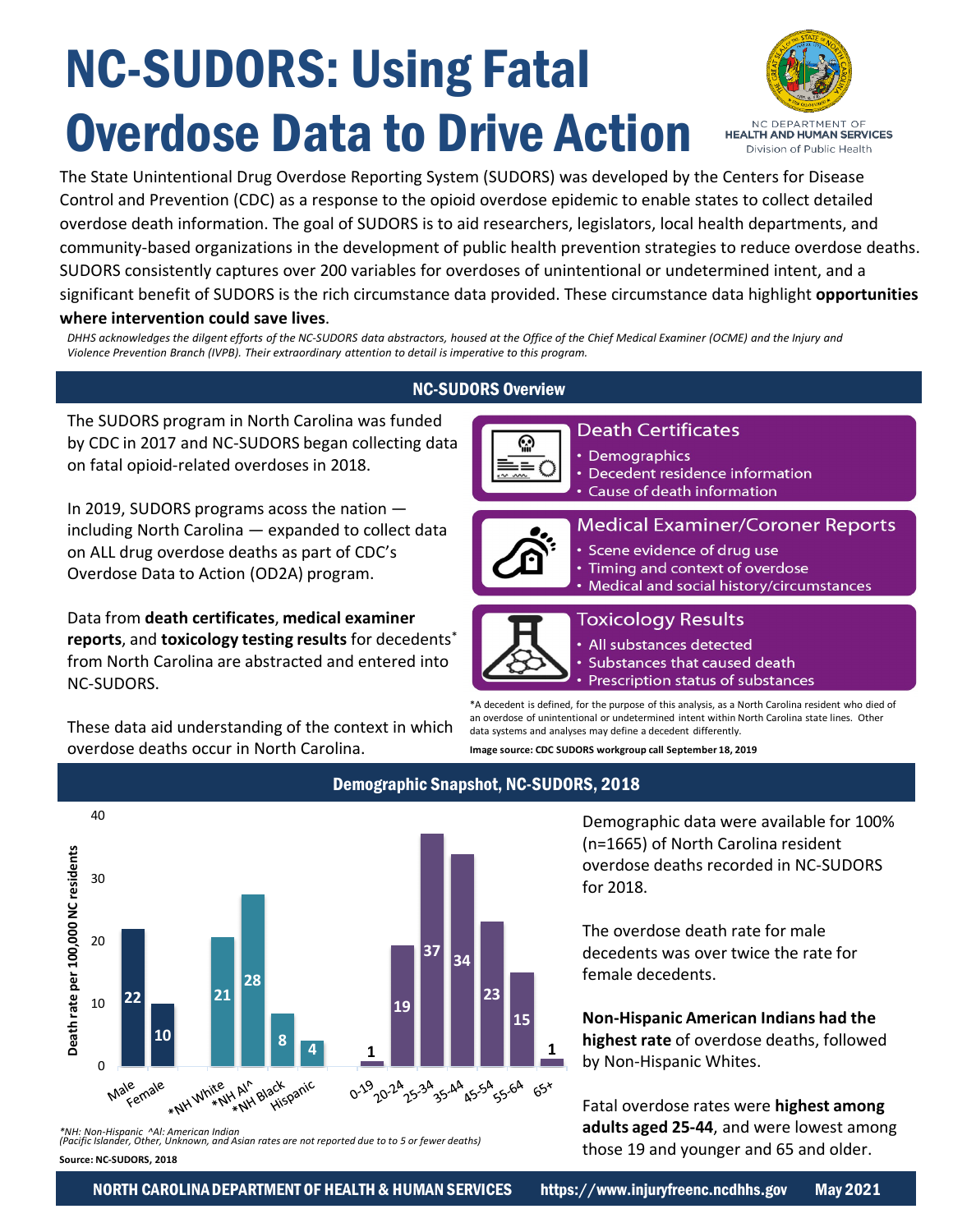# NC-SUDORS: Using Fatal Overdose Data to Drive Action

NC DEPARTMENT OF HEALTH AND HUMAN SERVICES
Division of Public Health

The State Unintentional Drug Overdose Reporting System (SUDORS) was developed by the Centers for Disease Control and Prevention (CDC) as a response to the opioid overdose epidemic to enable states to collect detailed overdose death information. The goal of SUDORS is to aid researchers, legislators, local health departments, and community-based organizations in the development of public health prevention strategies to reduce overdose deaths. SUDORS consistently captures over 200 variables for overdoses of unintentional or undetermined intent, and a significant benefit of SUDORS is the rich circumstance data provided. These circumstance data highlight **opportunities where intervention could save lives**.

*DHHS acknowledges the dilgent efforts of the NC-SUDORS data abstractors, housed at the Office of the Chief Medical Examiner (OCME) and the Injury and Violence Prevention Branch (IVPB). Their extraordinary attention to detail is imperative to this program.*

## NC-SUDORS Overview

The SUDORS program in North Carolina was funded by CDC in 2017 and NC-SUDORS began collecting data on fatal opioid-related overdoses in 2018.

In 2019, SUDORS programs acoss the nation — including North Carolina — expanded to collect data on ALL drug overdose deaths as part of CDC's Overdose Data to Action (OD2A) program.

Data from **death certificates**, **medical examiner reports**, and **toxicology testing results** for decedents* from North Carolina are abstracted and entered into NC-SUDORS.

These data aid understanding of the context in which overdose deaths occur in North Carolina.

### Death Certificates
- Demographics
- Decedent residence information
- Cause of death information

### Medical Examiner/Coroner Reports
- Scene evidence of drug use
- Timing and context of overdose
- Medical and social history/circumstances

### Toxicology Results
- All substances detected
- Substances that caused death
- Prescription status of substances

*A decedent is defined, for the purpose of this analysis, as a North Carolina resident who died of an overdose of unintentional or undetermined intent within North Carolina state lines. Other data systems and analyses may define a decedent differently.

**Image source: CDC SUDORS workgroup call September 18, 2019**

## Demographic Snapshot, NC-SUDORS, 2018

Death rate per 100,000 NC residents

| Group | Death rate per 100,000 NC residents |
|---|---|
| Male | 22 |
| Female | 10 |
| *NH White | 21 |
| *NH AI^ | 28 |
| *NH Black | 8 |
| Hispanic | 4 |
| 0-19 | 1 |
| 20-24 | 19 |
| 25-34 | 37 |
| 35-44 | 34 |
| 45-54 | 23 |
| 55-64 | 15 |
| 65+ | 1 |

*NH: Non-Hispanic ^AI: American Indian
(Pacific Islander, Other, Unknown, and Asian rates are not reported due to to 5 or fewer deaths)

**Source: NC-SUDORS, 2018**

Demographic data were available for 100% (n=1665) of North Carolina resident overdose deaths recorded in NC-SUDORS for 2018.

The overdose death rate for male decedents was over twice the rate for female decedents.

**Non-Hispanic American Indians had the highest rate** of overdose deaths, followed by Non-Hispanic Whites.

Fatal overdose rates were **highest among adults aged 25-44**, and were lowest among those 19 and younger and 65 and older.

NORTH CAROLINA DEPARTMENT OF HEALTH & HUMAN SERVICES https://www.injuryfreenc.ncdhhs.gov May 2021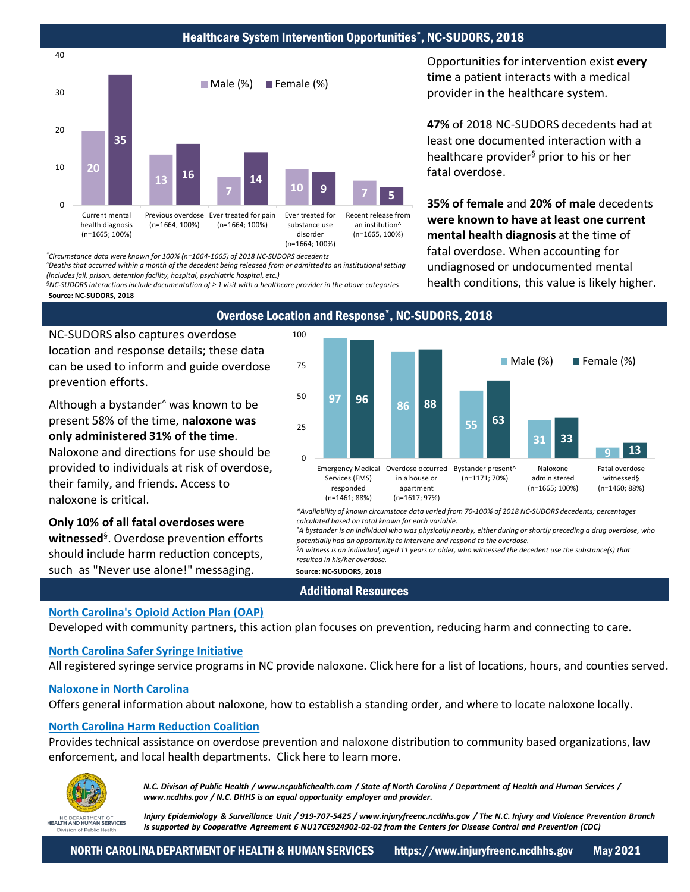## Healthcare System Intervention Opportunities*, NC-SUDORS, 2018

40
30
20
10
0

Male (%) Female (%)

20 35
Current mental health diagnosis (n=1665; 100%)

13 16
Previous overdose (n=1664, 100%)

7 14
Ever treated for pain (n=1664; 100%)

10 9
Ever treated for substance use disorder (n=1664; 100%)

7 5
Recent release from an institution^ (n=1665, 100%)

*Circumstance data were known for 100% (n=1664-1665) of 2018 NC-SUDORS decedents
^Deaths that occurred within a month of the decedent being released from or admitted to an institutional setting (includes jail, prison, detention facility, hospital, psychiatric hospital, etc.)
§NC-SUDORS interactions include documentation of ≥ 1 visit with a healthcare provider in the above categories
**Source: NC-SUDORS, 2018**

Opportunities for intervention exist **every time** a patient interacts with a medical provider in the healthcare system.

**47%** of 2018 NC-SUDORS decedents had at least one documented interaction with a healthcare provider§ prior to his or her fatal overdose.

**35% of female** and **20% of male** decedents **were known to have at least one current mental health diagnosis** at the time of fatal overdose. When accounting for undiagnosed or undocumented mental health conditions, this value is likely higher.

## Overdose Location and Response*, NC-SUDORS, 2018

NC-SUDORS also captures overdose location and response details; these data can be used to inform and guide overdose prevention efforts.

Although a bystander^ was known to be present 58% of the time, **naloxone was only administered 31% of the time**. Naloxone and directions for use should be provided to individuals at risk of overdose, their family, and friends. Access to naloxone is critical.

**Only 10% of all fatal overdoses were witnessed**§. Overdose prevention efforts should include harm reduction concepts, such as "Never use alone!" messaging.

100
75
50
25
0

Male (%) Female (%)

97 96
Emergency Medical Services (EMS) responded (n=1461; 88%)

86 88
Overdose occurred in a house or apartment (n=1617; 97%)

55 63
Bystander present^ (n=1171; 70%)

31 33
Naloxone administered (n=1665; 100%)

9 13
Fatal overdose witnessed§ (n=1460; 88%)

*Availability of known circumstance data varied from 70-100% of 2018 NC-SUDORS decedents; percentages calculated based on total known for each variable.
^A bystander is an individual who was physically nearby, either during or shortly preceding a drug overdose, who potentially had an opportunity to intervene and respond to the overdose.
§A witness is an individual, aged 11 years or older, who witnessed the decedent use the substance(s) that resulted in his/her overdose.
**Source: NC-SUDORS, 2018**

## Additional Resources

**North Carolina's Opioid Action Plan (OAP)**
Developed with community partners, this action plan focuses on prevention, reducing harm and connecting to care.

**North Carolina Safer Syringe Initiative**
All registered syringe service programs in NC provide naloxone. Click here for a list of locations, hours, and counties served.

**Naloxone in North Carolina**
Offers general information about naloxone, how to establish a standing order, and where to locate naloxone locally.

**North Carolina Harm Reduction Coalition**
Provides technical assistance on overdose prevention and naloxone distribution to community based organizations, law enforcement, and local health departments. Click here to learn more.

NC DEPARTMENT OF HEALTH AND HUMAN SERVICES
Division of Public Health

*N.C. Divison of Public Health / www.ncpublichealth.com / State of North Carolina / Department of Health and Human Services / www.ncdhhs.gov / N.C. DHHS is an equal opportunity employer and provider.*

*Injury Epidemiology & Surveillance Unit / 919-707-5425 / www.injuryfreenc.ncdhhs.gov / The N.C. Injury and Violence Prevention Branch is supported by Cooperative Agreement 6 NU17CE924902-02-02 from the Centers for Disease Control and Prevention (CDC)*

NORTH CAROLINA DEPARTMENT OF HEALTH & HUMAN SERVICES https://www.injuryfreenc.ncdhhs.gov May 2021